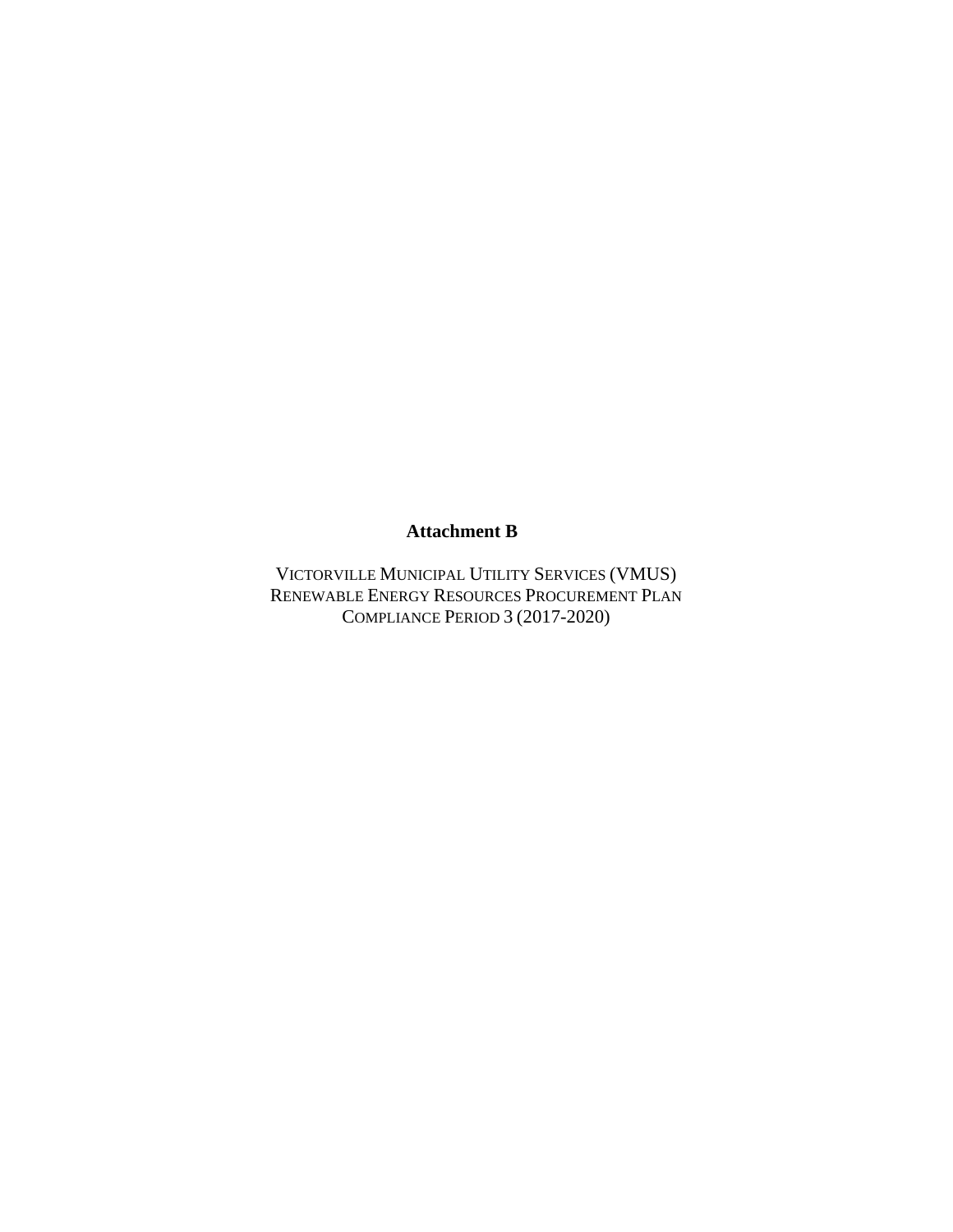**Attachment B**

VICTORVILLE MUNICIPAL UTILITY SERVICES (VMUS)
RENEWABLE ENERGY RESOURCES PROCUREMENT PLAN
COMPLIANCE PERIOD 3 (2017-2020)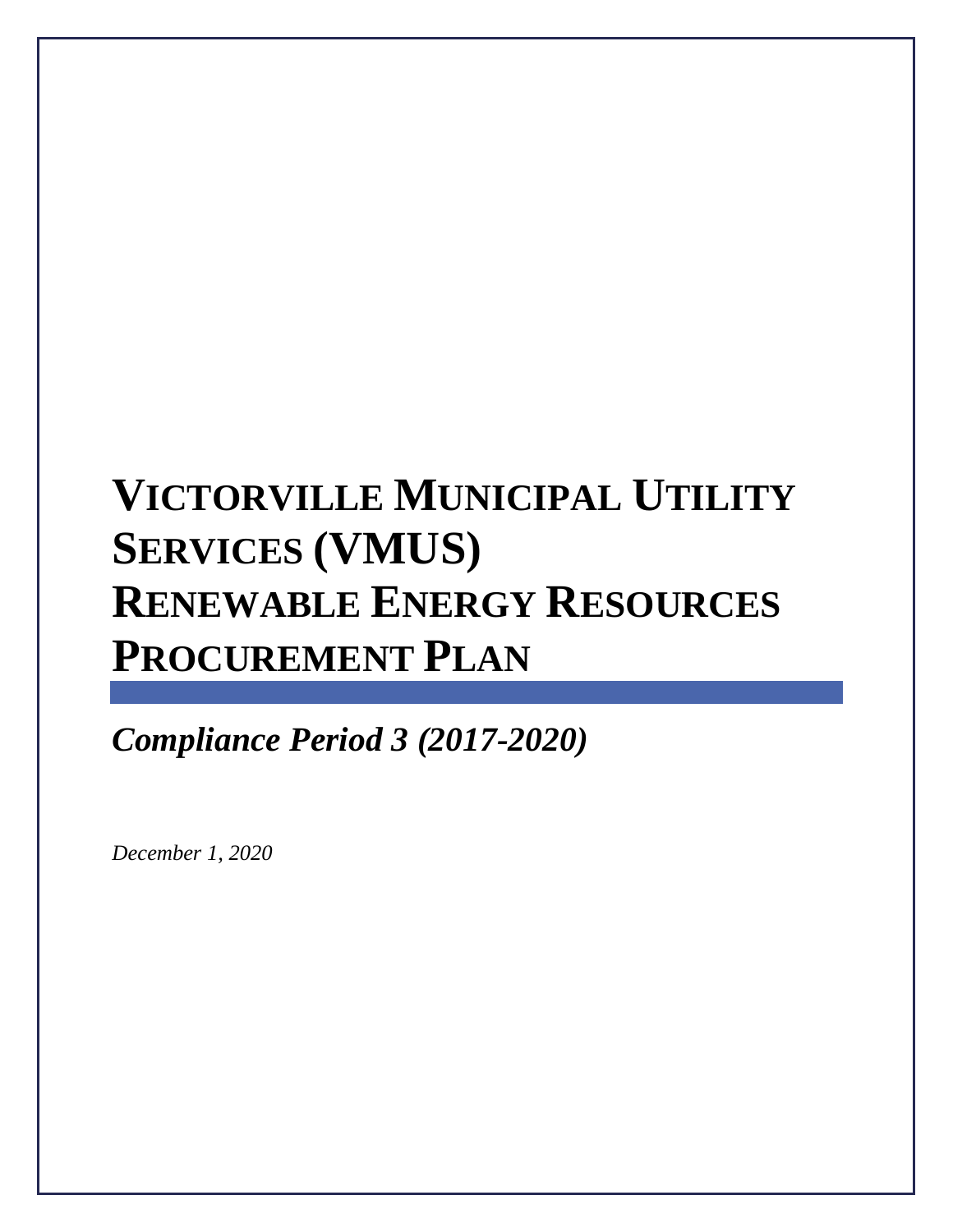# VICTORVILLE MUNICIPAL UTILITY SERVICES (VMUS) RENEWABLE ENERGY RESOURCES PROCUREMENT PLAN

***Compliance Period 3 (2017-2020)***

*December 1, 2020*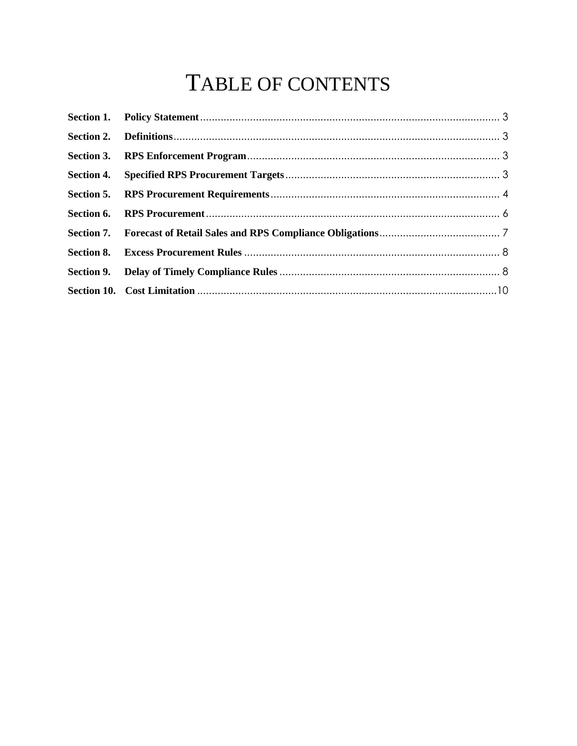# TABLE OF CONTENTS

| Section | Title | Page |
| --- | --- | --- |
| **Section 1.** | **Policy Statement** | 3 |
| **Section 2.** | **Definitions** | 3 |
| **Section 3.** | **RPS Enforcement Program** | 3 |
| **Section 4.** | **Specified RPS Procurement Targets** | 3 |
| **Section 5.** | **RPS Procurement Requirements** | 4 |
| **Section 6.** | **RPS Procurement** | 6 |
| **Section 7.** | **Forecast of Retail Sales and RPS Compliance Obligations** | 7 |
| **Section 8.** | **Excess Procurement Rules** | 8 |
| **Section 9.** | **Delay of Timely Compliance Rules** | 8 |
| **Section 10.** | **Cost Limitation** | 10 |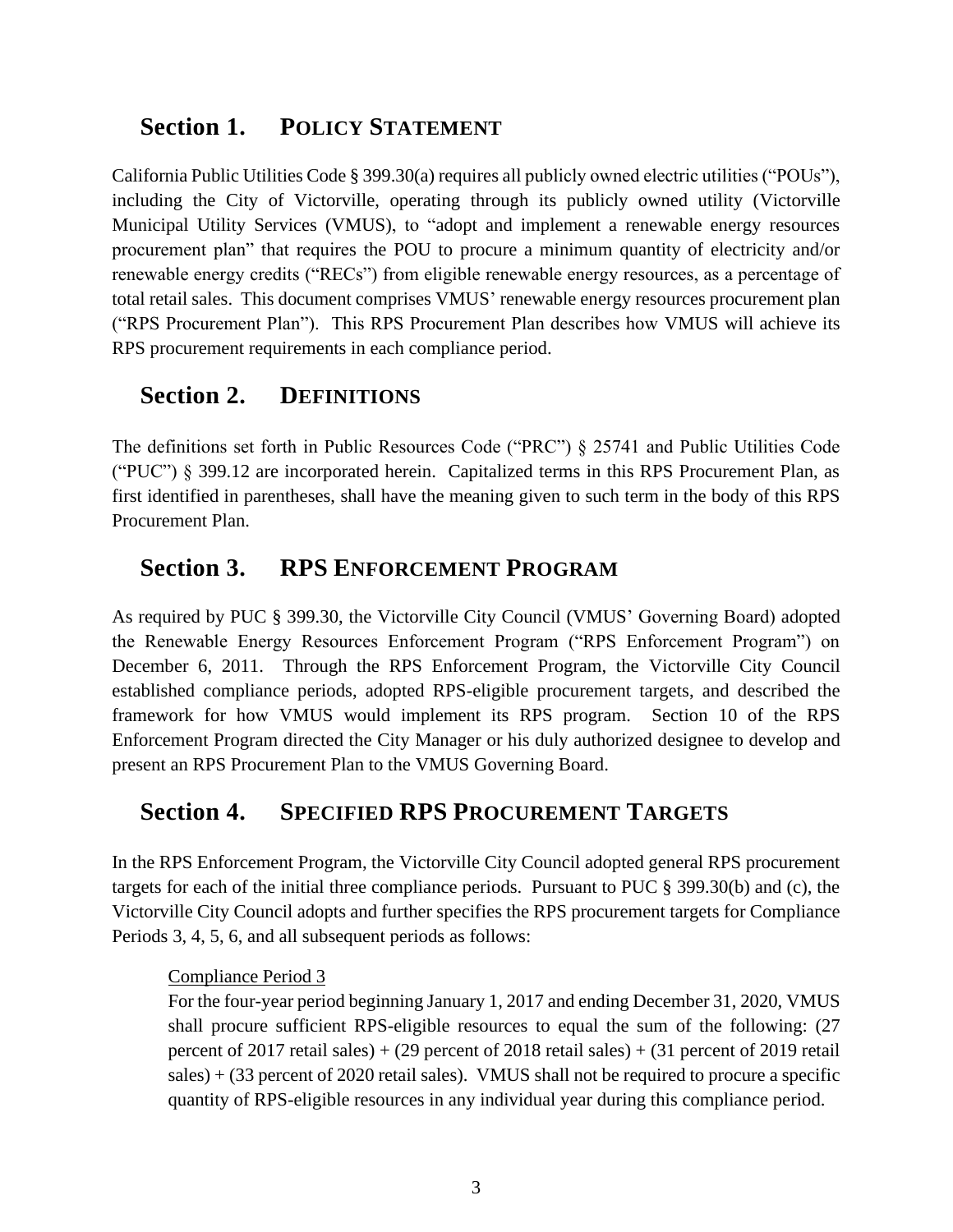## Section 1. POLICY STATEMENT

California Public Utilities Code § 399.30(a) requires all publicly owned electric utilities ("POUs"), including the City of Victorville, operating through its publicly owned utility (Victorville Municipal Utility Services (VMUS), to "adopt and implement a renewable energy resources procurement plan" that requires the POU to procure a minimum quantity of electricity and/or renewable energy credits ("RECs") from eligible renewable energy resources, as a percentage of total retail sales. This document comprises VMUS' renewable energy resources procurement plan ("RPS Procurement Plan"). This RPS Procurement Plan describes how VMUS will achieve its RPS procurement requirements in each compliance period.

## Section 2. DEFINITIONS

The definitions set forth in Public Resources Code ("PRC") § 25741 and Public Utilities Code ("PUC") § 399.12 are incorporated herein. Capitalized terms in this RPS Procurement Plan, as first identified in parentheses, shall have the meaning given to such term in the body of this RPS Procurement Plan.

## Section 3. RPS ENFORCEMENT PROGRAM

As required by PUC § 399.30, the Victorville City Council (VMUS' Governing Board) adopted the Renewable Energy Resources Enforcement Program ("RPS Enforcement Program") on December 6, 2011. Through the RPS Enforcement Program, the Victorville City Council established compliance periods, adopted RPS-eligible procurement targets, and described the framework for how VMUS would implement its RPS program. Section 10 of the RPS Enforcement Program directed the City Manager or his duly authorized designee to develop and present an RPS Procurement Plan to the VMUS Governing Board.

## Section 4. SPECIFIED RPS PROCUREMENT TARGETS

In the RPS Enforcement Program, the Victorville City Council adopted general RPS procurement targets for each of the initial three compliance periods. Pursuant to PUC § 399.30(b) and (c), the Victorville City Council adopts and further specifies the RPS procurement targets for Compliance Periods 3, 4, 5, 6, and all subsequent periods as follows:

> <u>Compliance Period 3</u>
>
> For the four-year period beginning January 1, 2017 and ending December 31, 2020, VMUS shall procure sufficient RPS-eligible resources to equal the sum of the following: (27 percent of 2017 retail sales) + (29 percent of 2018 retail sales) + (31 percent of 2019 retail sales) + (33 percent of 2020 retail sales). VMUS shall not be required to procure a specific quantity of RPS-eligible resources in any individual year during this compliance period.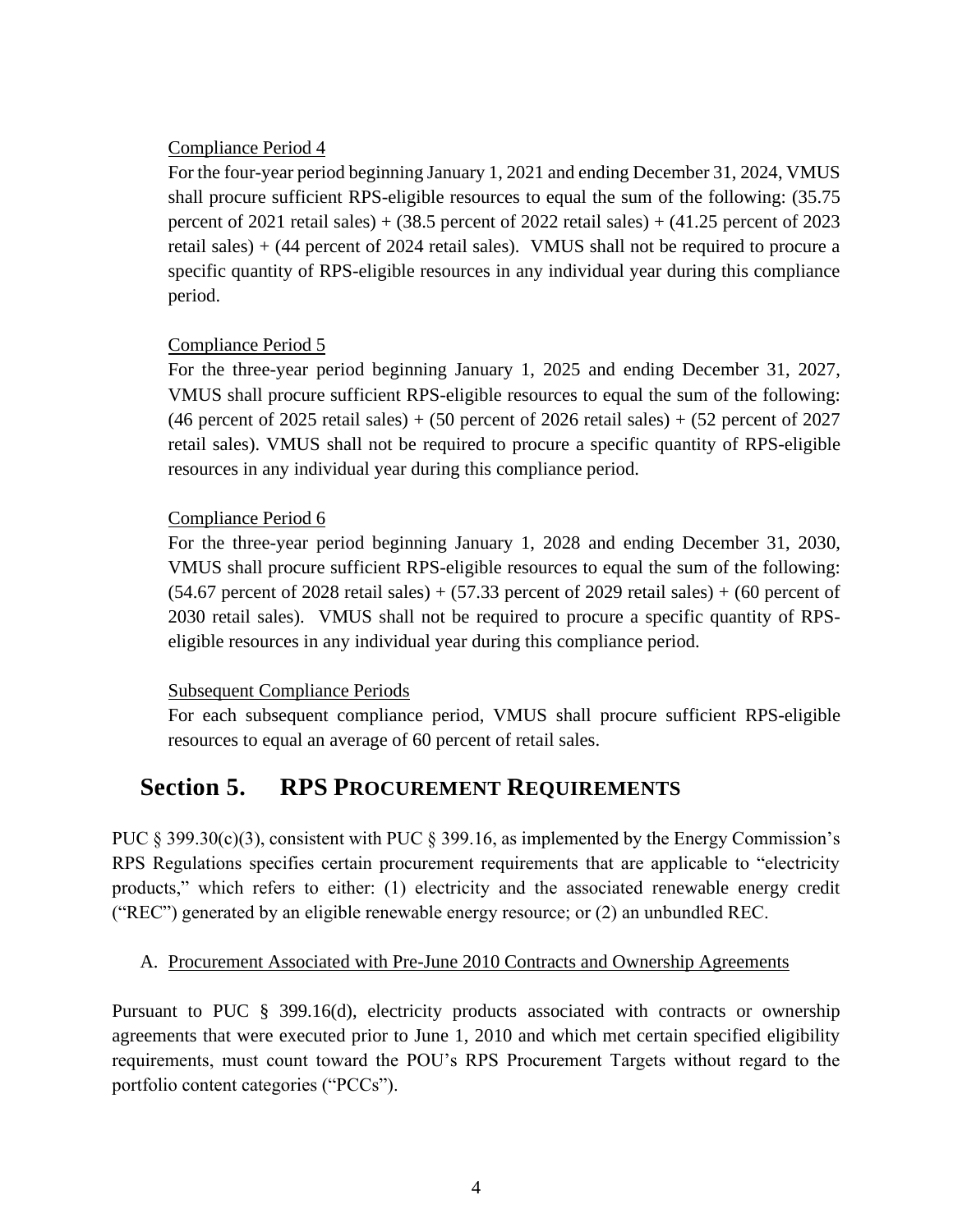Compliance Period 4

For the four-year period beginning January 1, 2021 and ending December 31, 2024, VMUS shall procure sufficient RPS-eligible resources to equal the sum of the following: (35.75 percent of 2021 retail sales) + (38.5 percent of 2022 retail sales) + (41.25 percent of 2023 retail sales) + (44 percent of 2024 retail sales). VMUS shall not be required to procure a specific quantity of RPS-eligible resources in any individual year during this compliance period.

Compliance Period 5

For the three-year period beginning January 1, 2025 and ending December 31, 2027, VMUS shall procure sufficient RPS-eligible resources to equal the sum of the following: (46 percent of 2025 retail sales) + (50 percent of 2026 retail sales) + (52 percent of 2027 retail sales). VMUS shall not be required to procure a specific quantity of RPS-eligible resources in any individual year during this compliance period.

Compliance Period 6

For the three-year period beginning January 1, 2028 and ending December 31, 2030, VMUS shall procure sufficient RPS-eligible resources to equal the sum of the following: (54.67 percent of 2028 retail sales) + (57.33 percent of 2029 retail sales) + (60 percent of 2030 retail sales). VMUS shall not be required to procure a specific quantity of RPS-eligible resources in any individual year during this compliance period.

Subsequent Compliance Periods

For each subsequent compliance period, VMUS shall procure sufficient RPS-eligible resources to equal an average of 60 percent of retail sales.

## Section 5. RPS PROCUREMENT REQUIREMENTS

PUC § 399.30(c)(3), consistent with PUC § 399.16, as implemented by the Energy Commission's RPS Regulations specifies certain procurement requirements that are applicable to "electricity products," which refers to either: (1) electricity and the associated renewable energy credit ("REC") generated by an eligible renewable energy resource; or (2) an unbundled REC.

A. Procurement Associated with Pre-June 2010 Contracts and Ownership Agreements

Pursuant to PUC § 399.16(d), electricity products associated with contracts or ownership agreements that were executed prior to June 1, 2010 and which met certain specified eligibility requirements, must count toward the POU's RPS Procurement Targets without regard to the portfolio content categories ("PCCs").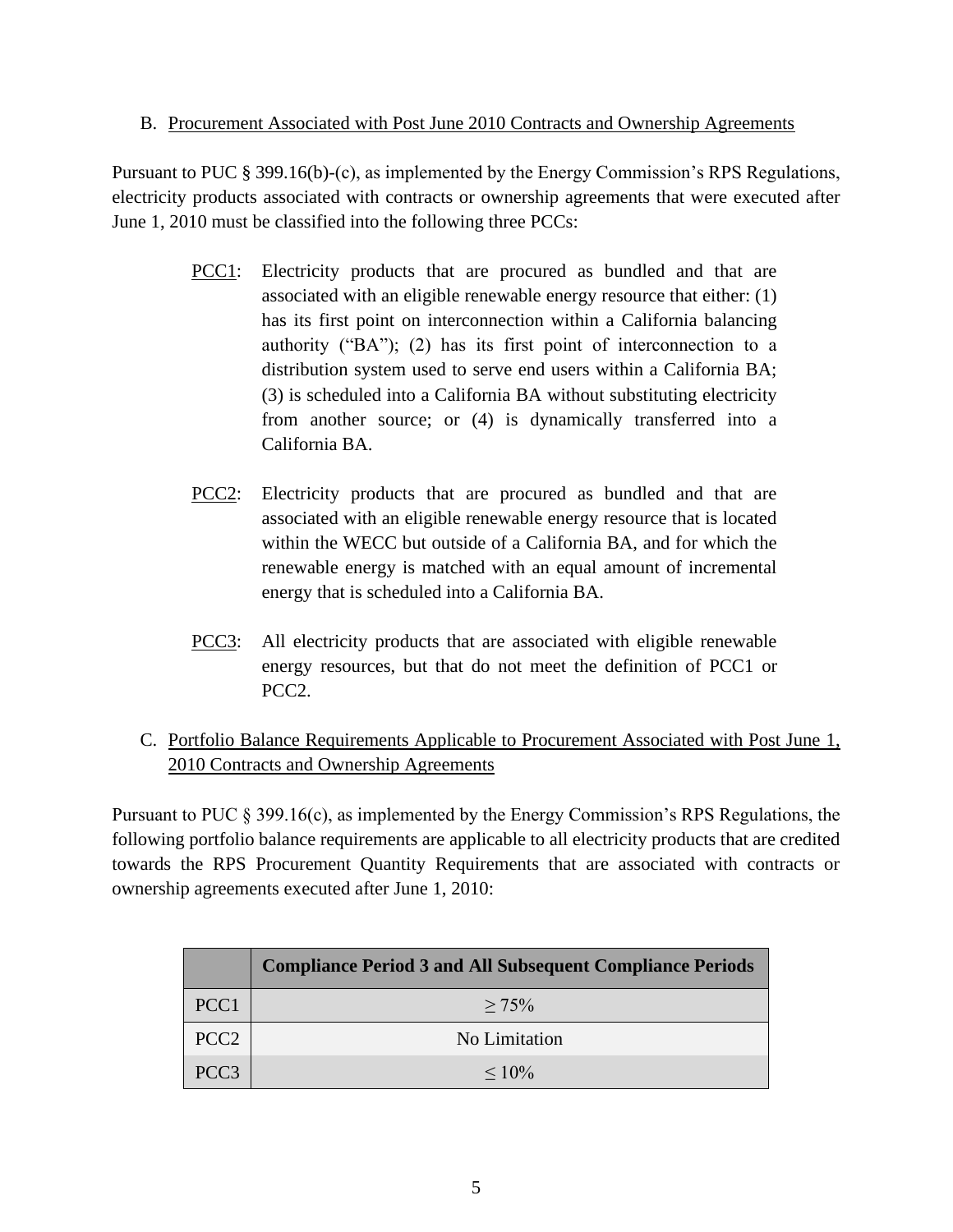### B. Procurement Associated with Post June 2010 Contracts and Ownership Agreements

Pursuant to PUC § 399.16(b)-(c), as implemented by the Energy Commission's RPS Regulations, electricity products associated with contracts or ownership agreements that were executed after June 1, 2010 must be classified into the following three PCCs:

> PCC1: Electricity products that are procured as bundled and that are associated with an eligible renewable energy resource that either: (1) has its first point on interconnection within a California balancing authority ("BA"); (2) has its first point of interconnection to a distribution system used to serve end users within a California BA; (3) is scheduled into a California BA without substituting electricity from another source; or (4) is dynamically transferred into a California BA.
>
> PCC2: Electricity products that are procured as bundled and that are associated with an eligible renewable energy resource that is located within the WECC but outside of a California BA, and for which the renewable energy is matched with an equal amount of incremental energy that is scheduled into a California BA.
>
> PCC3: All electricity products that are associated with eligible renewable energy resources, but that do not meet the definition of PCC1 or PCC2.

### C. Portfolio Balance Requirements Applicable to Procurement Associated with Post June 1, 2010 Contracts and Ownership Agreements

Pursuant to PUC § 399.16(c), as implemented by the Energy Commission's RPS Regulations, the following portfolio balance requirements are applicable to all electricity products that are credited towards the RPS Procurement Quantity Requirements that are associated with contracts or ownership agreements executed after June 1, 2010:

| | Compliance Period 3 and All Subsequent Compliance Periods |
|---|---|
| PCC1 | ≥ 75% |
| PCC2 | No Limitation |
| PCC3 | ≤ 10% |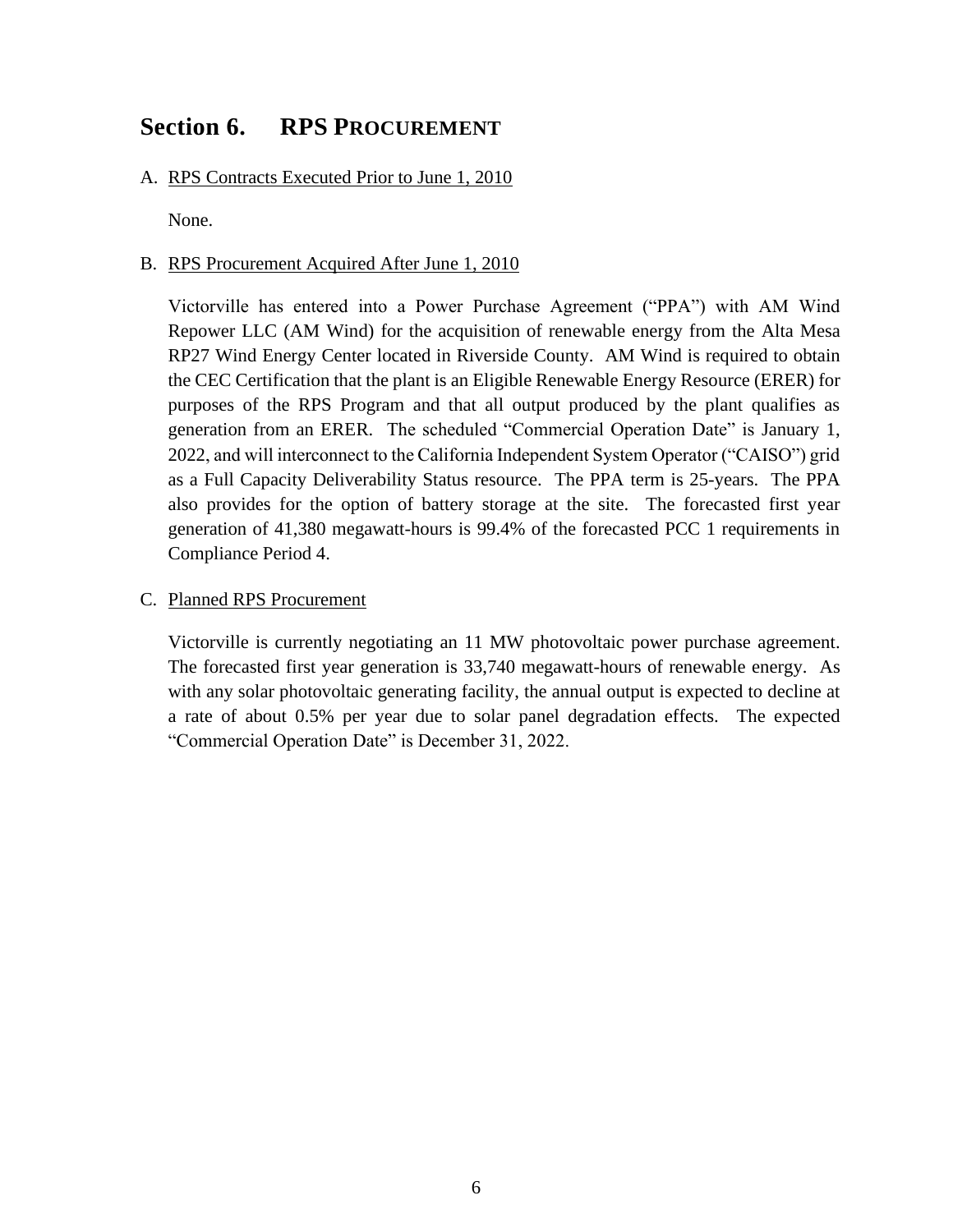## Section 6. RPS PROCUREMENT

A. RPS Contracts Executed Prior to June 1, 2010

None.

B. RPS Procurement Acquired After June 1, 2010

Victorville has entered into a Power Purchase Agreement ("PPA") with AM Wind Repower LLC (AM Wind) for the acquisition of renewable energy from the Alta Mesa RP27 Wind Energy Center located in Riverside County. AM Wind is required to obtain the CEC Certification that the plant is an Eligible Renewable Energy Resource (ERER) for purposes of the RPS Program and that all output produced by the plant qualifies as generation from an ERER. The scheduled "Commercial Operation Date" is January 1, 2022, and will interconnect to the California Independent System Operator ("CAISO") grid as a Full Capacity Deliverability Status resource. The PPA term is 25-years. The PPA also provides for the option of battery storage at the site. The forecasted first year generation of 41,380 megawatt-hours is 99.4% of the forecasted PCC 1 requirements in Compliance Period 4.

C. Planned RPS Procurement

Victorville is currently negotiating an 11 MW photovoltaic power purchase agreement. The forecasted first year generation is 33,740 megawatt-hours of renewable energy. As with any solar photovoltaic generating facility, the annual output is expected to decline at a rate of about 0.5% per year due to solar panel degradation effects. The expected "Commercial Operation Date" is December 31, 2022.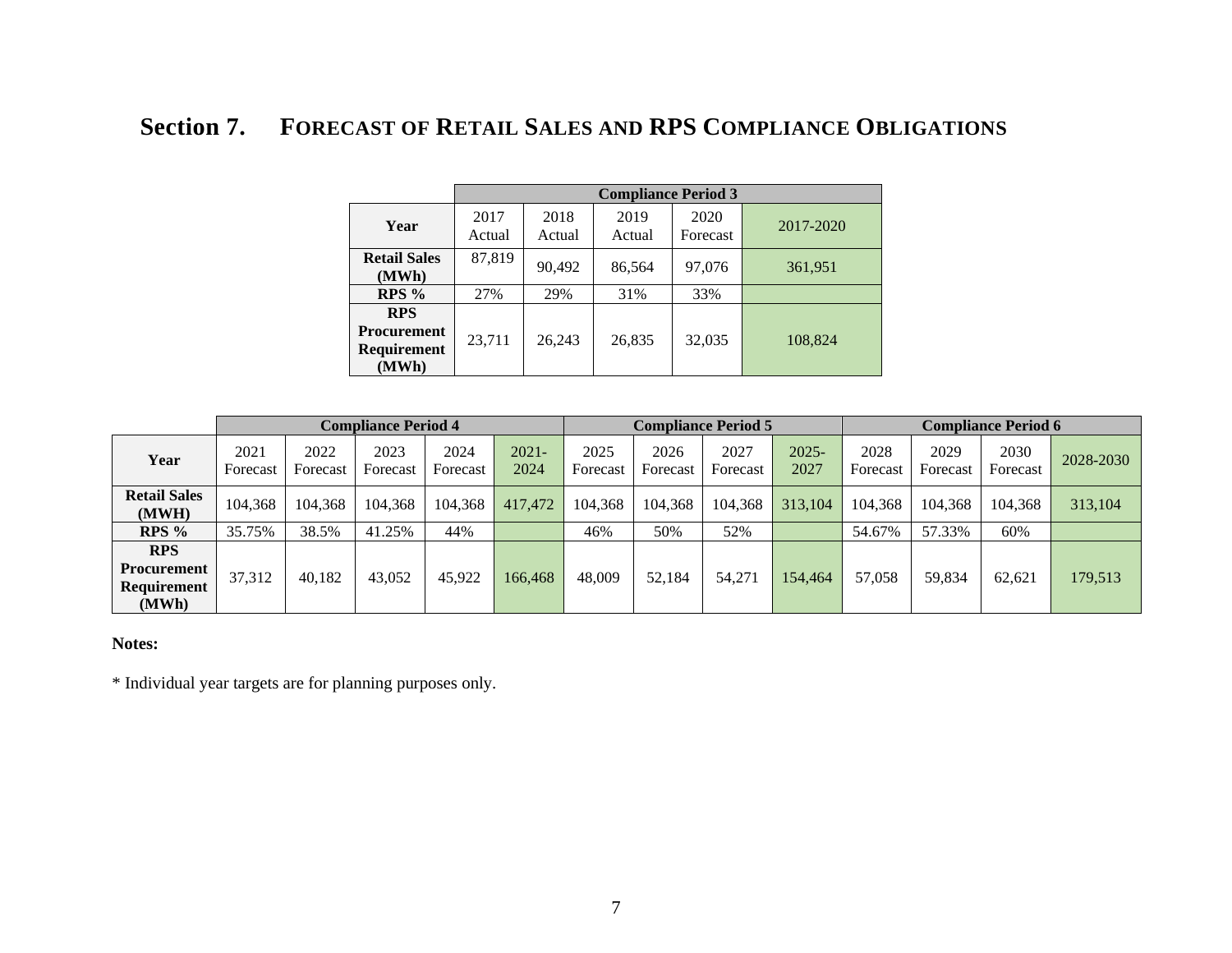## Section 7. FORECAST OF RETAIL SALES AND RPS COMPLIANCE OBLIGATIONS

| | Compliance Period 3 | | | | |
|---|---|---|---|---|---|
| **Year** | 2017 Actual | 2018 Actual | 2019 Actual | 2020 Forecast | 2017-2020 |
| **Retail Sales (MWh)** | 87,819 | 90,492 | 86,564 | 97,076 | 361,951 |
| **RPS %** | 27% | 29% | 31% | 33% | |
| **RPS Procurement Requirement (MWh)** | 23,711 | 26,243 | 26,835 | 32,035 | 108,824 |

| | Compliance Period 4 | | | | | Compliance Period 5 | | | | Compliance Period 6 | | | |
|---|---|---|---|---|---|---|---|---|---|---|---|---|---|
| **Year** | 2021 Forecast | 2022 Forecast | 2023 Forecast | 2024 Forecast | 2021-2024 | 2025 Forecast | 2026 Forecast | 2027 Forecast | 2025-2027 | 2028 Forecast | 2029 Forecast | 2030 Forecast | 2028-2030 |
| **Retail Sales (MWH)** | 104,368 | 104,368 | 104,368 | 104,368 | 417,472 | 104,368 | 104,368 | 104,368 | 313,104 | 104,368 | 104,368 | 104,368 | 313,104 |
| **RPS %** | 35.75% | 38.5% | 41.25% | 44% | | 46% | 50% | 52% | | 54.67% | 57.33% | 60% | |
| **RPS Procurement Requirement (MWh)** | 37,312 | 40,182 | 43,052 | 45,922 | 166,468 | 48,009 | 52,184 | 54,271 | 154,464 | 57,058 | 59,834 | 62,621 | 179,513 |

**Notes:**

* Individual year targets are for planning purposes only.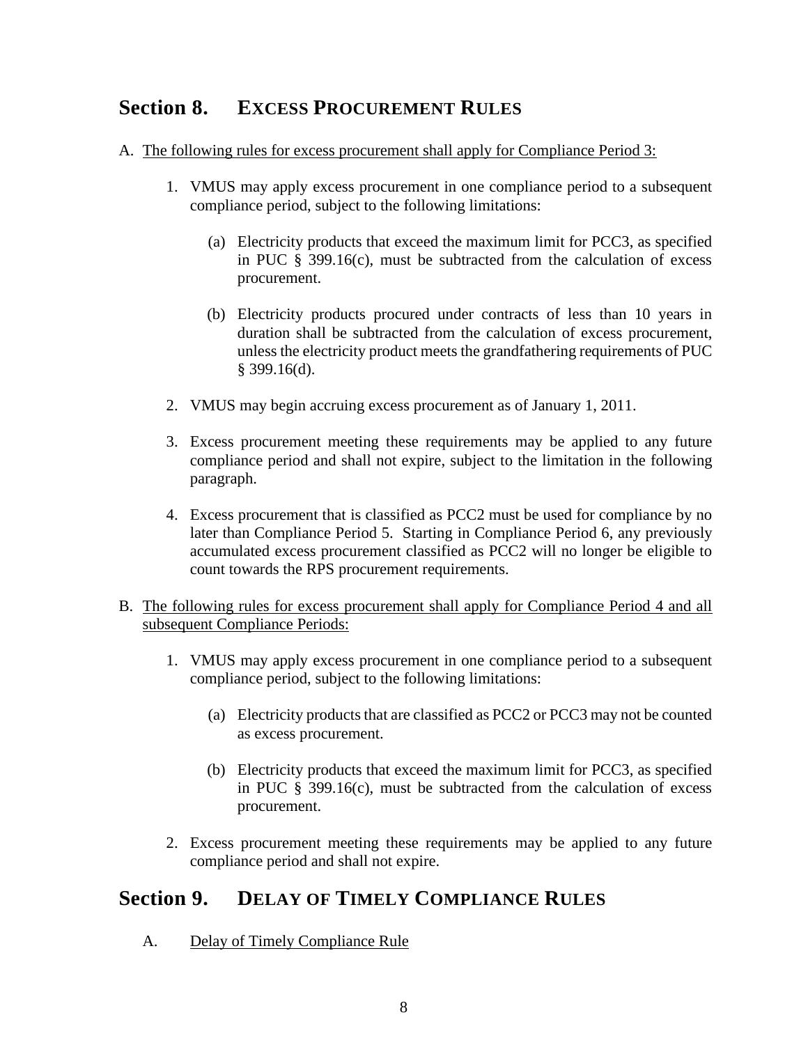## Section 8. EXCESS PROCUREMENT RULES

A. The following rules for excess procurement shall apply for Compliance Period 3:

1. VMUS may apply excess procurement in one compliance period to a subsequent compliance period, subject to the following limitations:

   (a) Electricity products that exceed the maximum limit for PCC3, as specified in PUC § 399.16(c), must be subtracted from the calculation of excess procurement.

   (b) Electricity products procured under contracts of less than 10 years in duration shall be subtracted from the calculation of excess procurement, unless the electricity product meets the grandfathering requirements of PUC § 399.16(d).

2. VMUS may begin accruing excess procurement as of January 1, 2011.

3. Excess procurement meeting these requirements may be applied to any future compliance period and shall not expire, subject to the limitation in the following paragraph.

4. Excess procurement that is classified as PCC2 must be used for compliance by no later than Compliance Period 5. Starting in Compliance Period 6, any previously accumulated excess procurement classified as PCC2 will no longer be eligible to count towards the RPS procurement requirements.

B. The following rules for excess procurement shall apply for Compliance Period 4 and all subsequent Compliance Periods:

1. VMUS may apply excess procurement in one compliance period to a subsequent compliance period, subject to the following limitations:

   (a) Electricity products that are classified as PCC2 or PCC3 may not be counted as excess procurement.

   (b) Electricity products that exceed the maximum limit for PCC3, as specified in PUC § 399.16(c), must be subtracted from the calculation of excess procurement.

2. Excess procurement meeting these requirements may be applied to any future compliance period and shall not expire.

## Section 9. DELAY OF TIMELY COMPLIANCE RULES

A. Delay of Timely Compliance Rule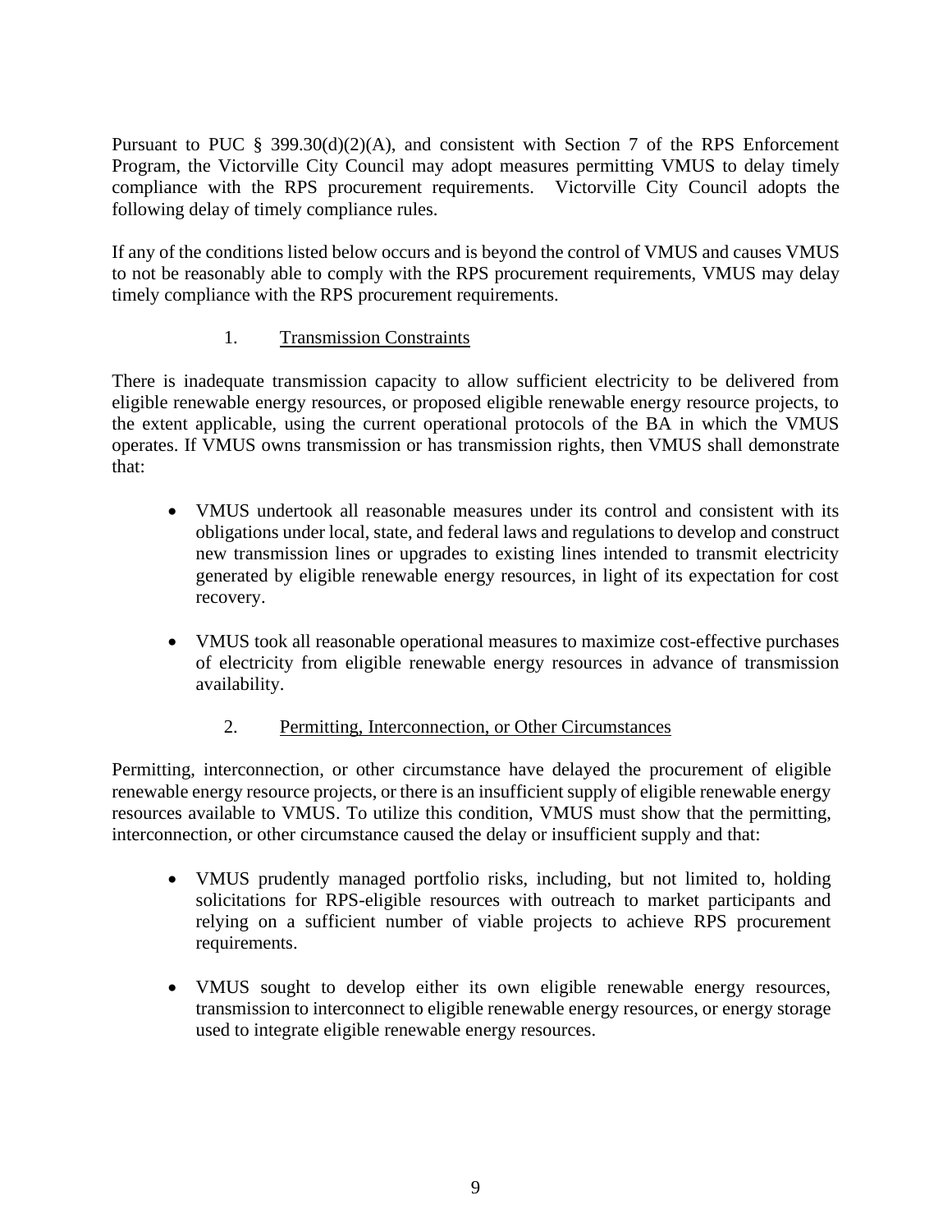Pursuant to PUC § 399.30(d)(2)(A), and consistent with Section 7 of the RPS Enforcement Program, the Victorville City Council may adopt measures permitting VMUS to delay timely compliance with the RPS procurement requirements. Victorville City Council adopts the following delay of timely compliance rules.

If any of the conditions listed below occurs and is beyond the control of VMUS and causes VMUS to not be reasonably able to comply with the RPS procurement requirements, VMUS may delay timely compliance with the RPS procurement requirements.

1. <u>Transmission Constraints</u>

There is inadequate transmission capacity to allow sufficient electricity to be delivered from eligible renewable energy resources, or proposed eligible renewable energy resource projects, to the extent applicable, using the current operational protocols of the BA in which the VMUS operates. If VMUS owns transmission or has transmission rights, then VMUS shall demonstrate that:

- VMUS undertook all reasonable measures under its control and consistent with its obligations under local, state, and federal laws and regulations to develop and construct new transmission lines or upgrades to existing lines intended to transmit electricity generated by eligible renewable energy resources, in light of its expectation for cost recovery.

- VMUS took all reasonable operational measures to maximize cost-effective purchases of electricity from eligible renewable energy resources in advance of transmission availability.

2. <u>Permitting, Interconnection, or Other Circumstances</u>

Permitting, interconnection, or other circumstance have delayed the procurement of eligible renewable energy resource projects, or there is an insufficient supply of eligible renewable energy resources available to VMUS. To utilize this condition, VMUS must show that the permitting, interconnection, or other circumstance caused the delay or insufficient supply and that:

- VMUS prudently managed portfolio risks, including, but not limited to, holding solicitations for RPS-eligible resources with outreach to market participants and relying on a sufficient number of viable projects to achieve RPS procurement requirements.

- VMUS sought to develop either its own eligible renewable energy resources, transmission to interconnect to eligible renewable energy resources, or energy storage used to integrate eligible renewable energy resources.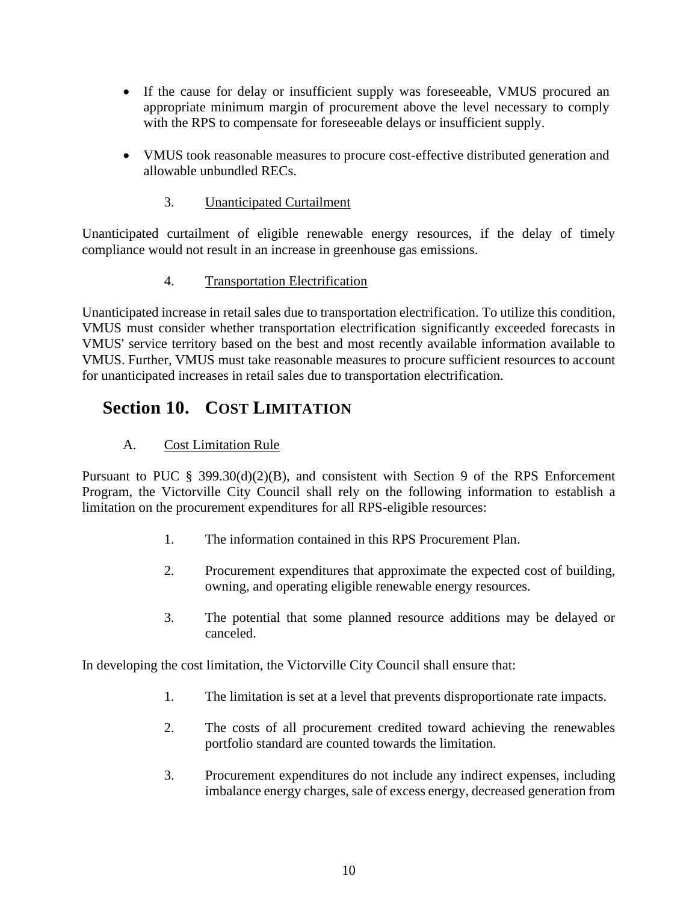- If the cause for delay or insufficient supply was foreseeable, VMUS procured an appropriate minimum margin of procurement above the level necessary to comply with the RPS to compensate for foreseeable delays or insufficient supply.

- VMUS took reasonable measures to procure cost-effective distributed generation and allowable unbundled RECs.

### 3. Unanticipated Curtailment

Unanticipated curtailment of eligible renewable energy resources, if the delay of timely compliance would not result in an increase in greenhouse gas emissions.

### 4. Transportation Electrification

Unanticipated increase in retail sales due to transportation electrification. To utilize this condition, VMUS must consider whether transportation electrification significantly exceeded forecasts in VMUS' service territory based on the best and most recently available information available to VMUS. Further, VMUS must take reasonable measures to procure sufficient resources to account for unanticipated increases in retail sales due to transportation electrification.

## Section 10. COST LIMITATION

### A. Cost Limitation Rule

Pursuant to PUC § 399.30(d)(2)(B), and consistent with Section 9 of the RPS Enforcement Program, the Victorville City Council shall rely on the following information to establish a limitation on the procurement expenditures for all RPS-eligible resources:

1. The information contained in this RPS Procurement Plan.

2. Procurement expenditures that approximate the expected cost of building, owning, and operating eligible renewable energy resources.

3. The potential that some planned resource additions may be delayed or canceled.

In developing the cost limitation, the Victorville City Council shall ensure that:

1. The limitation is set at a level that prevents disproportionate rate impacts.

2. The costs of all procurement credited toward achieving the renewables portfolio standard are counted towards the limitation.

3. Procurement expenditures do not include any indirect expenses, including imbalance energy charges, sale of excess energy, decreased generation from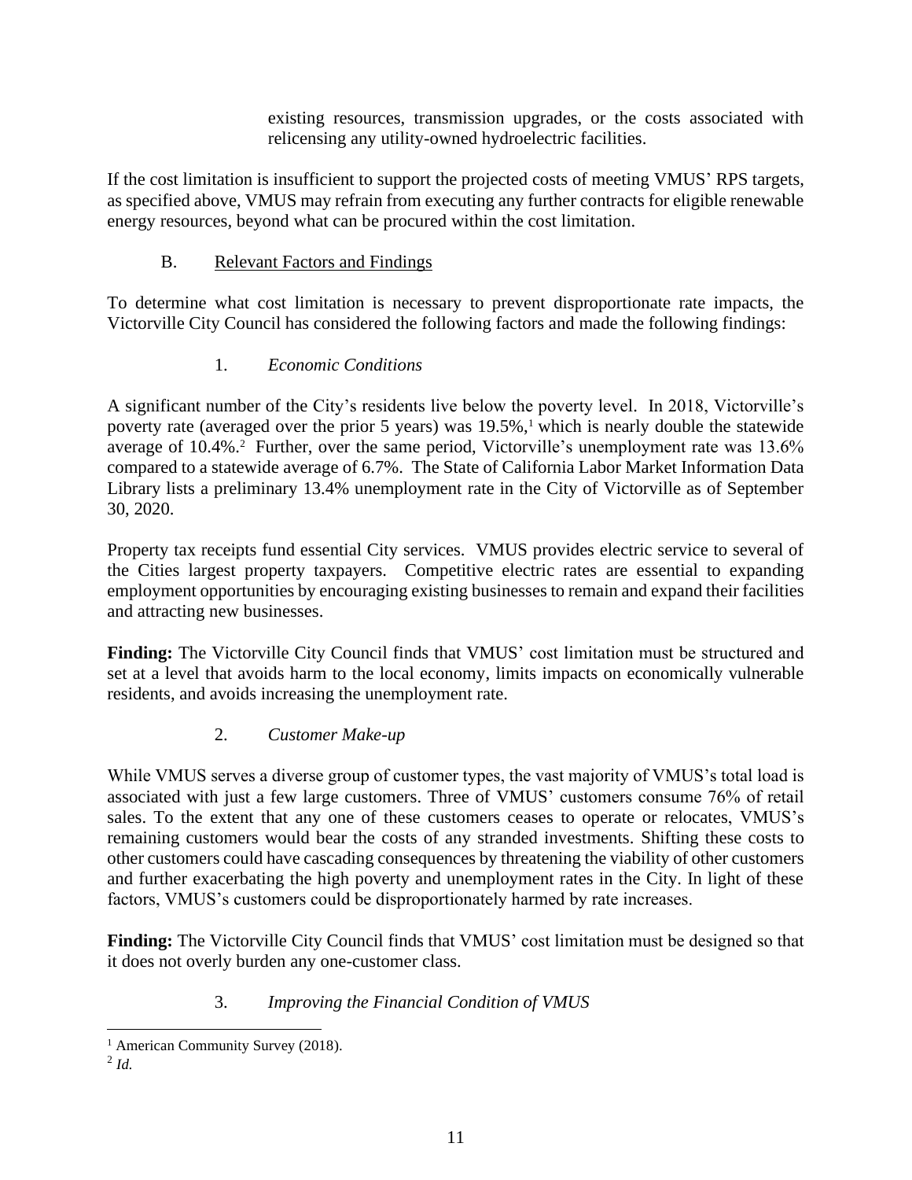existing resources, transmission upgrades, or the costs associated with relicensing any utility-owned hydroelectric facilities.

If the cost limitation is insufficient to support the projected costs of meeting VMUS' RPS targets, as specified above, VMUS may refrain from executing any further contracts for eligible renewable energy resources, beyond what can be procured within the cost limitation.

## B. Relevant Factors and Findings

To determine what cost limitation is necessary to prevent disproportionate rate impacts, the Victorville City Council has considered the following factors and made the following findings:

### 1. *Economic Conditions*

A significant number of the City's residents live below the poverty level. In 2018, Victorville's poverty rate (averaged over the prior 5 years) was 19.5%,[1] which is nearly double the statewide average of 10.4%.[2] Further, over the same period, Victorville's unemployment rate was 13.6% compared to a statewide average of 6.7%. The State of California Labor Market Information Data Library lists a preliminary 13.4% unemployment rate in the City of Victorville as of September 30, 2020.

Property tax receipts fund essential City services. VMUS provides electric service to several of the Cities largest property taxpayers. Competitive electric rates are essential to expanding employment opportunities by encouraging existing businesses to remain and expand their facilities and attracting new businesses.

**Finding:** The Victorville City Council finds that VMUS' cost limitation must be structured and set at a level that avoids harm to the local economy, limits impacts on economically vulnerable residents, and avoids increasing the unemployment rate.

### 2. *Customer Make-up*

While VMUS serves a diverse group of customer types, the vast majority of VMUS's total load is associated with just a few large customers. Three of VMUS' customers consume 76% of retail sales. To the extent that any one of these customers ceases to operate or relocates, VMUS's remaining customers would bear the costs of any stranded investments. Shifting these costs to other customers could have cascading consequences by threatening the viability of other customers and further exacerbating the high poverty and unemployment rates in the City. In light of these factors, VMUS's customers could be disproportionately harmed by rate increases.

**Finding:** The Victorville City Council finds that VMUS' cost limitation must be designed so that it does not overly burden any one-customer class.

### 3. *Improving the Financial Condition of VMUS*

---

[1] American Community Survey (2018).

[2] *Id.*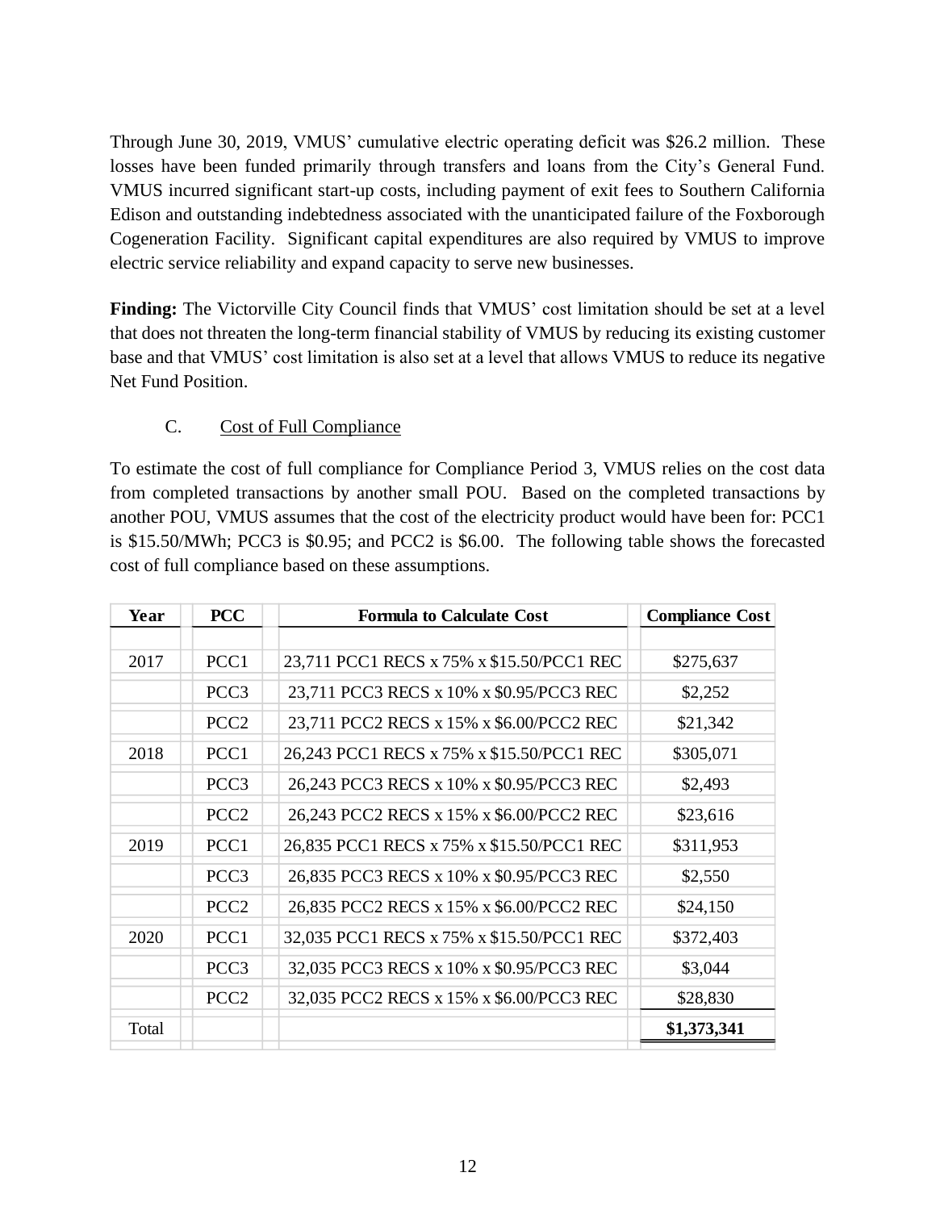Through June 30, 2019, VMUS' cumulative electric operating deficit was $26.2 million. These losses have been funded primarily through transfers and loans from the City's General Fund. VMUS incurred significant start-up costs, including payment of exit fees to Southern California Edison and outstanding indebtedness associated with the unanticipated failure of the Foxborough Cogeneration Facility. Significant capital expenditures are also required by VMUS to improve electric service reliability and expand capacity to serve new businesses.

**Finding:** The Victorville City Council finds that VMUS' cost limitation should be set at a level that does not threaten the long-term financial stability of VMUS by reducing its existing customer base and that VMUS' cost limitation is also set at a level that allows VMUS to reduce its negative Net Fund Position.

C. Cost of Full Compliance

To estimate the cost of full compliance for Compliance Period 3, VMUS relies on the cost data from completed transactions by another small POU. Based on the completed transactions by another POU, VMUS assumes that the cost of the electricity product would have been for: PCC1 is $15.50/MWh; PCC3 is $0.95; and PCC2 is $6.00. The following table shows the forecasted cost of full compliance based on these assumptions.

| Year | PCC | Formula to Calculate Cost | Compliance Cost |
|---|---|---|---|
| 2017 | PCC1 | 23,711 PCC1 RECS x 75% x $15.50/PCC1 REC | $275,637 |
| | PCC3 | 23,711 PCC3 RECS x 10% x $0.95/PCC3 REC | $2,252 |
| | PCC2 | 23,711 PCC2 RECS x 15% x $6.00/PCC2 REC | $21,342 |
| 2018 | PCC1 | 26,243 PCC1 RECS x 75% x $15.50/PCC1 REC | $305,071 |
| | PCC3 | 26,243 PCC3 RECS x 10% x $0.95/PCC3 REC | $2,493 |
| | PCC2 | 26,243 PCC2 RECS x 15% x $6.00/PCC2 REC | $23,616 |
| 2019 | PCC1 | 26,835 PCC1 RECS x 75% x $15.50/PCC1 REC | $311,953 |
| | PCC3 | 26,835 PCC3 RECS x 10% x $0.95/PCC3 REC | $2,550 |
| | PCC2 | 26,835 PCC2 RECS x 15% x $6.00/PCC2 REC | $24,150 |
| 2020 | PCC1 | 32,035 PCC1 RECS x 75% x $15.50/PCC1 REC | $372,403 |
| | PCC3 | 32,035 PCC3 RECS x 10% x $0.95/PCC3 REC | $3,044 |
| | PCC2 | 32,035 PCC2 RECS x 15% x $6.00/PCC3 REC | $28,830 |
| Total | | | **$1,373,341** |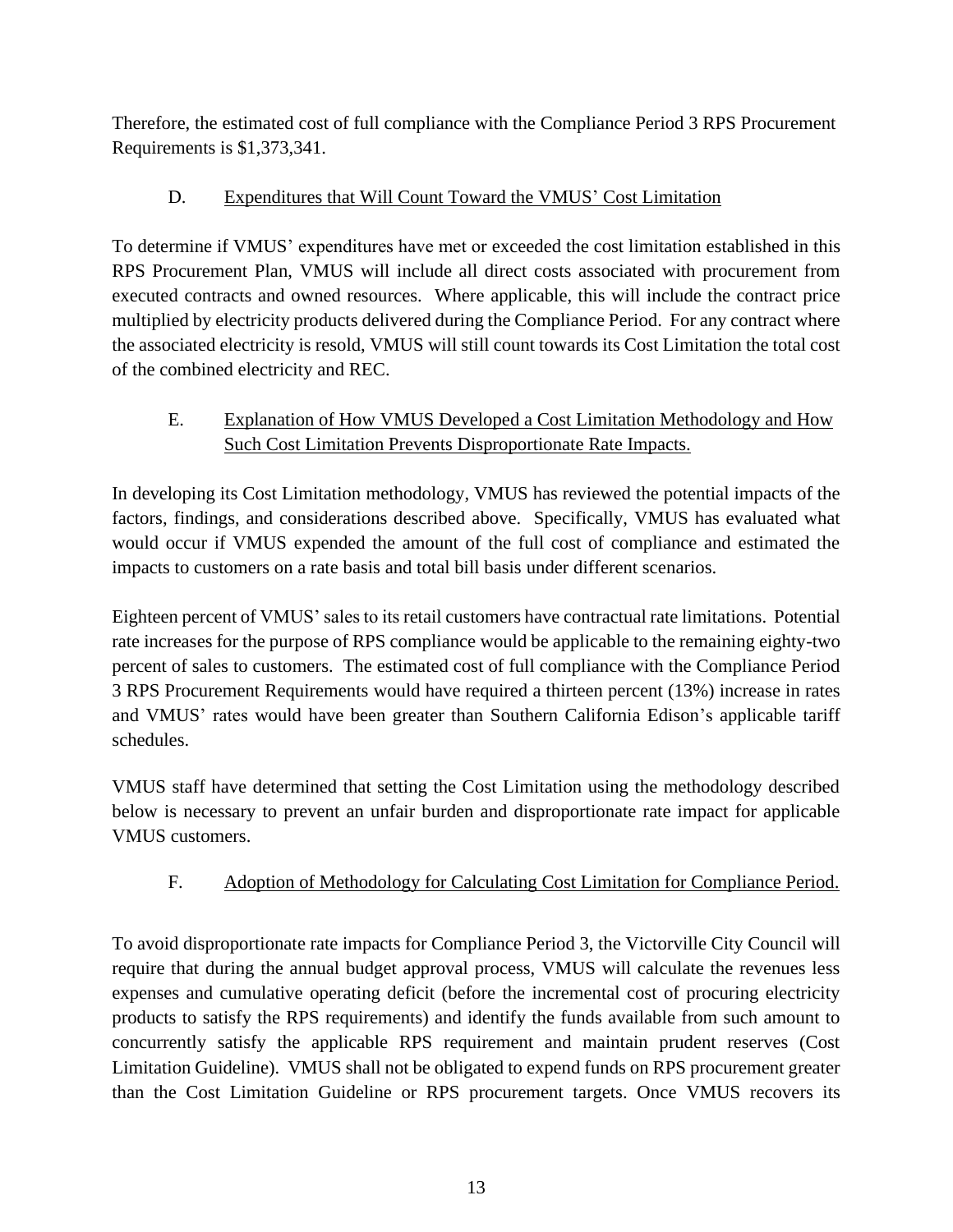Therefore, the estimated cost of full compliance with the Compliance Period 3 RPS Procurement Requirements is $1,373,341.

### D. Expenditures that Will Count Toward the VMUS' Cost Limitation

To determine if VMUS' expenditures have met or exceeded the cost limitation established in this RPS Procurement Plan, VMUS will include all direct costs associated with procurement from executed contracts and owned resources. Where applicable, this will include the contract price multiplied by electricity products delivered during the Compliance Period. For any contract where the associated electricity is resold, VMUS will still count towards its Cost Limitation the total cost of the combined electricity and REC.

### E. Explanation of How VMUS Developed a Cost Limitation Methodology and How Such Cost Limitation Prevents Disproportionate Rate Impacts.

In developing its Cost Limitation methodology, VMUS has reviewed the potential impacts of the factors, findings, and considerations described above. Specifically, VMUS has evaluated what would occur if VMUS expended the amount of the full cost of compliance and estimated the impacts to customers on a rate basis and total bill basis under different scenarios.

Eighteen percent of VMUS' sales to its retail customers have contractual rate limitations. Potential rate increases for the purpose of RPS compliance would be applicable to the remaining eighty-two percent of sales to customers. The estimated cost of full compliance with the Compliance Period 3 RPS Procurement Requirements would have required a thirteen percent (13%) increase in rates and VMUS' rates would have been greater than Southern California Edison's applicable tariff schedules.

VMUS staff have determined that setting the Cost Limitation using the methodology described below is necessary to prevent an unfair burden and disproportionate rate impact for applicable VMUS customers.

### F. Adoption of Methodology for Calculating Cost Limitation for Compliance Period.

To avoid disproportionate rate impacts for Compliance Period 3, the Victorville City Council will require that during the annual budget approval process, VMUS will calculate the revenues less expenses and cumulative operating deficit (before the incremental cost of procuring electricity products to satisfy the RPS requirements) and identify the funds available from such amount to concurrently satisfy the applicable RPS requirement and maintain prudent reserves (Cost Limitation Guideline). VMUS shall not be obligated to expend funds on RPS procurement greater than the Cost Limitation Guideline or RPS procurement targets. Once VMUS recovers its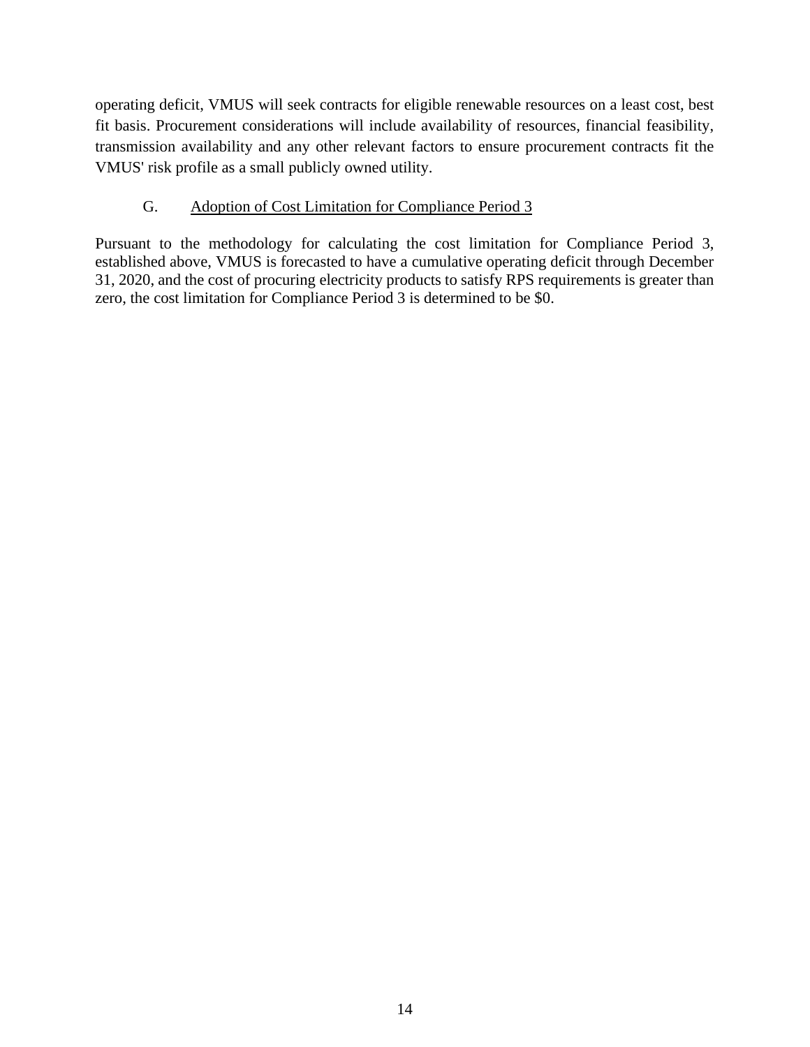operating deficit, VMUS will seek contracts for eligible renewable resources on a least cost, best fit basis. Procurement considerations will include availability of resources, financial feasibility, transmission availability and any other relevant factors to ensure procurement contracts fit the VMUS' risk profile as a small publicly owned utility.

### G. Adoption of Cost Limitation for Compliance Period 3

Pursuant to the methodology for calculating the cost limitation for Compliance Period 3, established above, VMUS is forecasted to have a cumulative operating deficit through December 31, 2020, and the cost of procuring electricity products to satisfy RPS requirements is greater than zero, the cost limitation for Compliance Period 3 is determined to be $0.